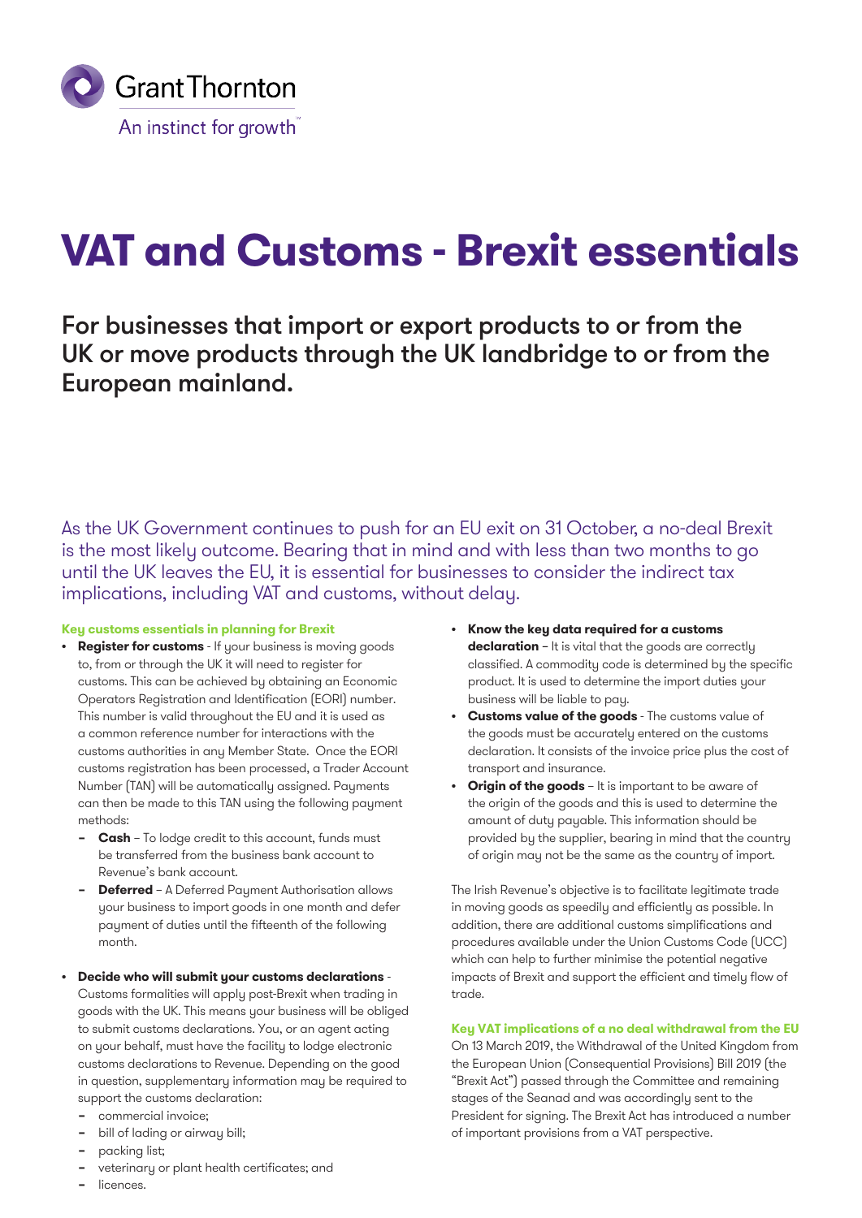Grant Thornton

An instinct for growth

# VAT and Customs - Brexit essentials

## For businesses that import or export products to or from the UK or move products through the UK landbridge to or from the European mainland.

As the UK Government continues to push for an EU exit on 31 October, a no-deal Brexit is the most likely outcome. Bearing that in mind and with less than two months to go until the UK leaves the EU, it is essential for businesses to consider the indirect tax implications, including VAT and customs, without delay.

### Key customs essentials in planning for Brexit

- **Register for customs** - If your business is moving goods to, from or through the UK it will need to register for customs. This can be achieved by obtaining an Economic Operators Registration and Identification (EORI) number. This number is valid throughout the EU and it is used as a common reference number for interactions with the customs authorities in any Member State. Once the EORI customs registration has been processed, a Trader Account Number (TAN) will be automatically assigned. Payments can then be made to this TAN using the following payment methods:
  - **Cash** – To lodge credit to this account, funds must be transferred from the business bank account to Revenue's bank account.
  - **Deferred** – A Deferred Payment Authorisation allows your business to import goods in one month and defer payment of duties until the fifteenth of the following month.

- **Decide who will submit your customs declarations** - Customs formalities will apply post-Brexit when trading in goods with the UK. This means your business will be obliged to submit customs declarations. You, or an agent acting on your behalf, must have the facility to lodge electronic customs declarations to Revenue. Depending on the good in question, supplementary information may be required to support the customs declaration:
  - commercial invoice;
  - bill of lading or airway bill;
  - packing list;
  - veterinary or plant health certificates; and
  - licences.

- **Know the key data required for a customs declaration** – It is vital that the goods are correctly classified. A commodity code is determined by the specific product. It is used to determine the import duties your business will be liable to pay.
- **Customs value of the goods** - The customs value of the goods must be accurately entered on the customs declaration. It consists of the invoice price plus the cost of transport and insurance.
- **Origin of the goods** – It is important to be aware of the origin of the goods and this is used to determine the amount of duty payable. This information should be provided by the supplier, bearing in mind that the country of origin may not be the same as the country of import.

The Irish Revenue's objective is to facilitate legitimate trade in moving goods as speedily and efficiently as possible. In addition, there are additional customs simplifications and procedures available under the Union Customs Code (UCC) which can help to further minimise the potential negative impacts of Brexit and support the efficient and timely flow of trade.

### Key VAT implications of a no deal withdrawal from the EU

On 13 March 2019, the Withdrawal of the United Kingdom from the European Union (Consequential Provisions) Bill 2019 (the "Brexit Act") passed through the Committee and remaining stages of the Seanad and was accordingly sent to the President for signing. The Brexit Act has introduced a number of important provisions from a VAT perspective.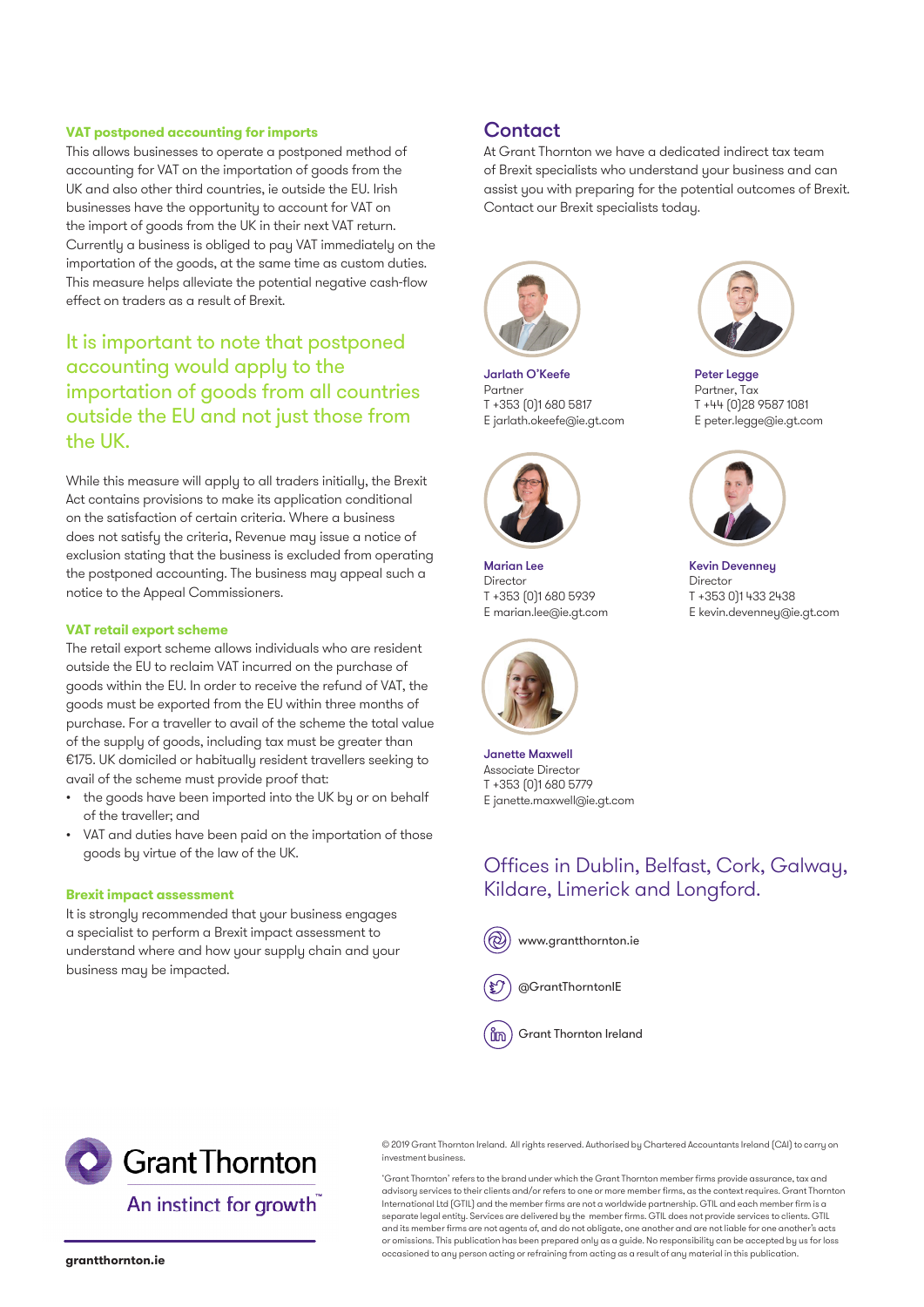### VAT postponed accounting for imports

This allows businesses to operate a postponed method of accounting for VAT on the importation of goods from the UK and also other third countries, ie outside the EU. Irish businesses have the opportunity to account for VAT on the import of goods from the UK in their next VAT return. Currently a business is obliged to pay VAT immediately on the importation of the goods, at the same time as custom duties. This measure helps alleviate the potential negative cash-flow effect on traders as a result of Brexit.

It is important to note that postponed accounting would apply to the importation of goods from all countries outside the EU and not just those from the UK.

While this measure will apply to all traders initially, the Brexit Act contains provisions to make its application conditional on the satisfaction of certain criteria. Where a business does not satisfy the criteria, Revenue may issue a notice of exclusion stating that the business is excluded from operating the postponed accounting. The business may appeal such a notice to the Appeal Commissioners.

### VAT retail export scheme

The retail export scheme allows individuals who are resident outside the EU to reclaim VAT incurred on the purchase of goods within the EU. In order to receive the refund of VAT, the goods must be exported from the EU within three months of purchase. For a traveller to avail of the scheme the total value of the supply of goods, including tax must be greater than €175. UK domiciled or habitually resident travellers seeking to avail of the scheme must provide proof that:

- the goods have been imported into the UK by or on behalf of the traveller; and
- VAT and duties have been paid on the importation of those goods by virtue of the law of the UK.

### Brexit impact assessment

It is strongly recommended that your business engages a specialist to perform a Brexit impact assessment to understand where and how your supply chain and your business may be impacted.

## Contact

At Grant Thornton we have a dedicated indirect tax team of Brexit specialists who understand your business and can assist you with preparing for the potential outcomes of Brexit. Contact our Brexit specialists today.

**Jarlath O'Keefe**
Partner
T +353 (0)1 680 5817
E jarlath.okeefe@ie.gt.com

**Peter Legge**
Partner, Tax
T +44 (0)28 9587 1081
E peter.legge@ie.gt.com

**Marian Lee**
Director
T +353 (0)1 680 5939
E marian.lee@ie.gt.com

**Kevin Devenney**
Director
T +353 0)1 433 2438
E kevin.devenney@ie.gt.com

**Janette Maxwell**
Associate Director
T +353 (0)1 680 5779
E janette.maxwell@ie.gt.com

Offices in Dublin, Belfast, Cork, Galway, Kildare, Limerick and Longford.

www.grantthornton.ie

@GrantThorntonIE

Grant Thornton Ireland

Grant Thornton
An instinct for growth™

grantthornton.ie

© 2019 Grant Thornton Ireland. All rights reserved. Authorised by Chartered Accountants Ireland (CAI) to carry on investment business.

'Grant Thornton' refers to the brand under which the Grant Thornton member firms provide assurance, tax and advisory services to their clients and/or refers to one or more member firms, as the context requires. Grant Thornton International Ltd (GTIL) and the member firms are not a worldwide partnership. GTIL and each member firm is a separate legal entity. Services are delivered by the member firms. GTIL does not provide services to clients. GTIL and its member firms are not agents of, and do not obligate, one another and are not liable for one another's acts or omissions. This publication has been prepared only as a guide. No responsibility can be accepted by us for loss occasioned to any person acting or refraining from acting as a result of any material in this publication.